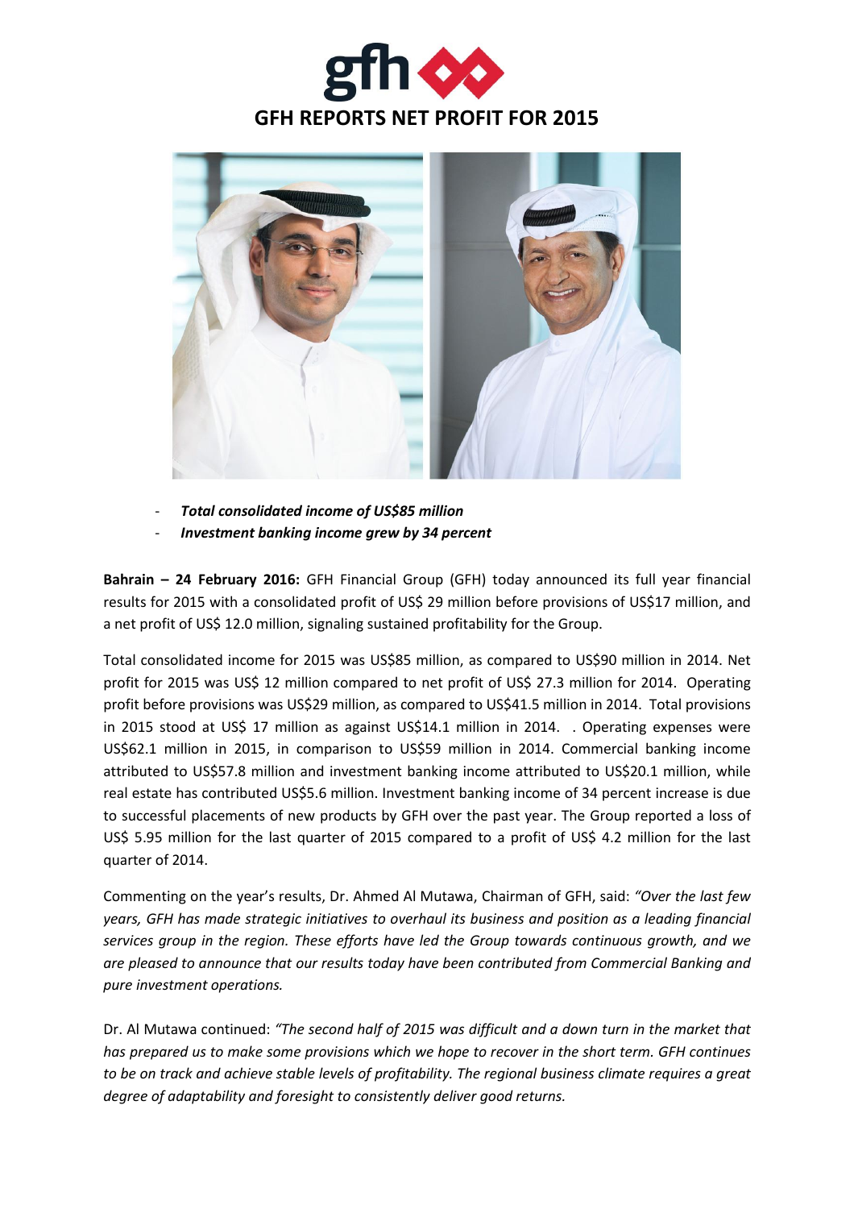# GFH REPORTS NET PROFIT FOR 2015

- ***Total consolidated income of US$85 million***
- ***Investment banking income grew by 34 percent***

**Bahrain – 24 February 2016:** GFH Financial Group (GFH) today announced its full year financial results for 2015 with a consolidated profit of US$ 29 million before provisions of US$17 million, and a net profit of US$ 12.0 million, signaling sustained profitability for the Group.

Total consolidated income for 2015 was US$85 million, as compared to US$90 million in 2014. Net profit for 2015 was US$ 12 million compared to net profit of US$ 27.3 million for 2014. Operating profit before provisions was US$29 million, as compared to US$41.5 million in 2014. Total provisions in 2015 stood at US$ 17 million as against US$14.1 million in 2014. . Operating expenses were US$62.1 million in 2015, in comparison to US$59 million in 2014. Commercial banking income attributed to US$57.8 million and investment banking income attributed to US$20.1 million, while real estate has contributed US$5.6 million. Investment banking income of 34 percent increase is due to successful placements of new products by GFH over the past year. The Group reported a loss of US$ 5.95 million for the last quarter of 2015 compared to a profit of US$ 4.2 million for the last quarter of 2014.

Commenting on the year's results, Dr. Ahmed Al Mutawa, Chairman of GFH, said: *"Over the last few years, GFH has made strategic initiatives to overhaul its business and position as a leading financial services group in the region. These efforts have led the Group towards continuous growth, and we are pleased to announce that our results today have been contributed from Commercial Banking and pure investment operations.*

Dr. Al Mutawa continued: *"The second half of 2015 was difficult and a down turn in the market that has prepared us to make some provisions which we hope to recover in the short term. GFH continues to be on track and achieve stable levels of profitability. The regional business climate requires a great degree of adaptability and foresight to consistently deliver good returns.*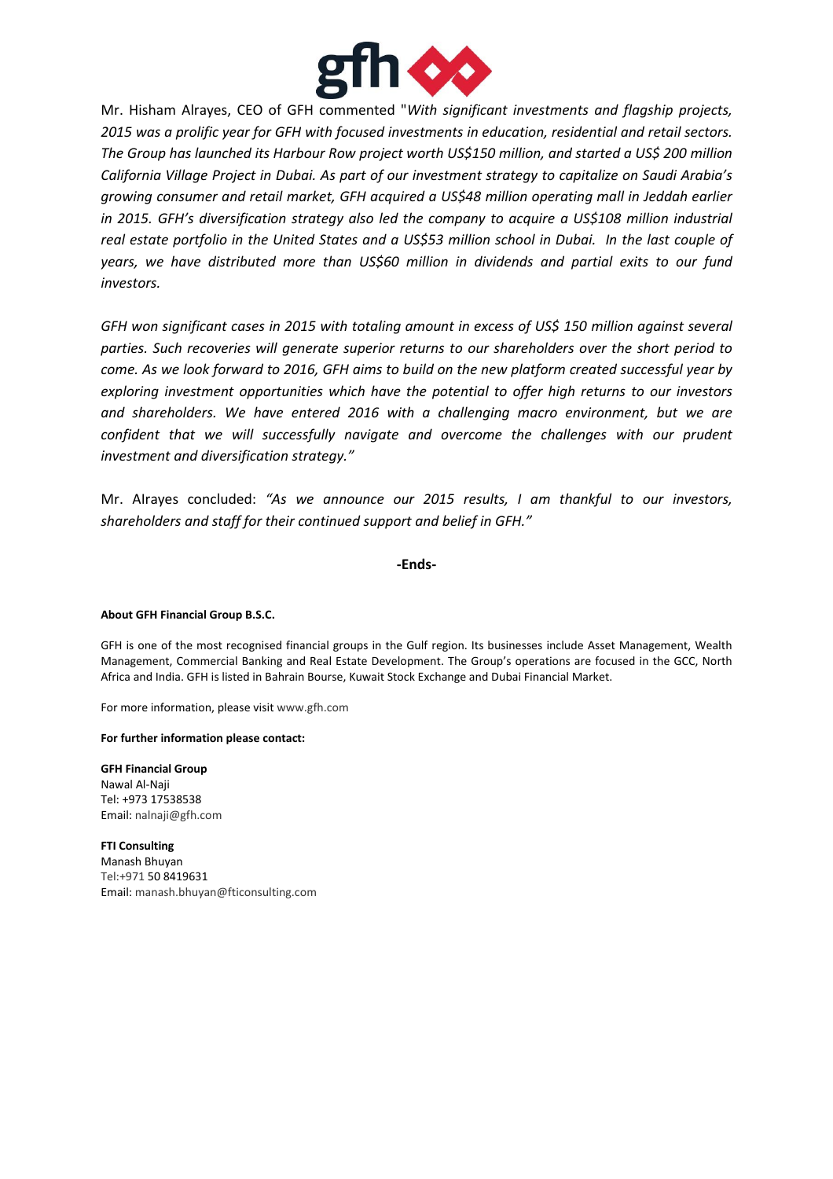Mr. Hisham Alrayes, CEO of GFH commented "*With significant investments and flagship projects, 2015 was a prolific year for GFH with focused investments in education, residential and retail sectors. The Group has launched its Harbour Row project worth US$150 million, and started a US$ 200 million California Village Project in Dubai. As part of our investment strategy to capitalize on Saudi Arabia's growing consumer and retail market, GFH acquired a US$48 million operating mall in Jeddah earlier in 2015. GFH's diversification strategy also led the company to acquire a US$108 million industrial real estate portfolio in the United States and a US$53 million school in Dubai. In the last couple of years, we have distributed more than US$60 million in dividends and partial exits to our fund investors.*

*GFH won significant cases in 2015 with totaling amount in excess of US$ 150 million against several parties. Such recoveries will generate superior returns to our shareholders over the short period to come. As we look forward to 2016, GFH aims to build on the new platform created successful year by exploring investment opportunities which have the potential to offer high returns to our investors and shareholders. We have entered 2016 with a challenging macro environment, but we are confident that we will successfully navigate and overcome the challenges with our prudent investment and diversification strategy."*

Mr. Alrayes concluded: *"As we announce our 2015 results, I am thankful to our investors, shareholders and staff for their continued support and belief in GFH."*

**-Ends-**

**About GFH Financial Group B.S.C.**

GFH is one of the most recognised financial groups in the Gulf region. Its businesses include Asset Management, Wealth Management, Commercial Banking and Real Estate Development. The Group's operations are focused in the GCC, North Africa and India. GFH is listed in Bahrain Bourse, Kuwait Stock Exchange and Dubai Financial Market.

For more information, please visit www.gfh.com

**For further information please contact:**

**GFH Financial Group**
Nawal Al-Naji
Tel: +973 17538538
Email: nalnaji@gfh.com

**FTI Consulting**
Manash Bhuyan
Tel:+971 50 8419631
Email: manash.bhuyan@fticonsulting.com